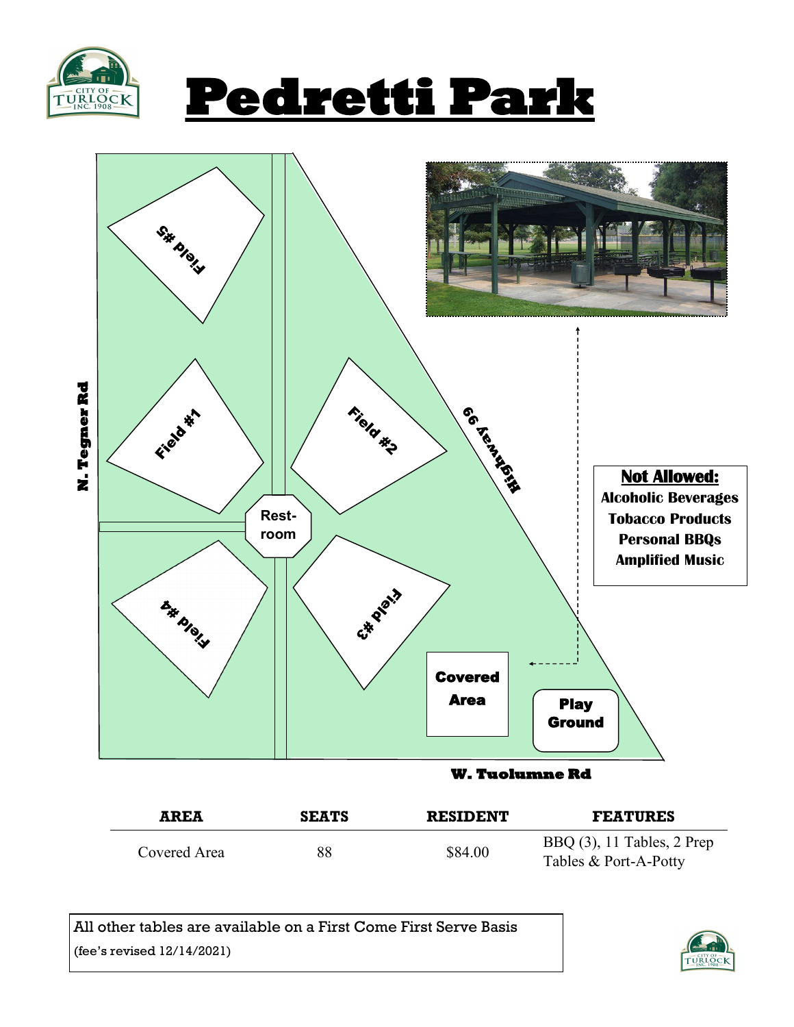# Pedretti Park

N. Tegner Rd

Field #5

Field #1

Field #2

Highway 99

Rest-room

Field #4

Field #3

Covered Area

Play Ground

W. Tuolumne Rd

**Not Allowed:**

**Alcoholic Beverages**
**Tobacco Products**
**Personal BBQs**
**Amplified Music**

| AREA | SEATS | RESIDENT | FEATURES |
|---|---|---|---|
| Covered Area | 88 | $84.00 | BBQ (3), 11 Tables, 2 Prep Tables & Port-A-Potty |

All other tables are available on a First Come First Serve Basis
(fee's revised 12/14/2021)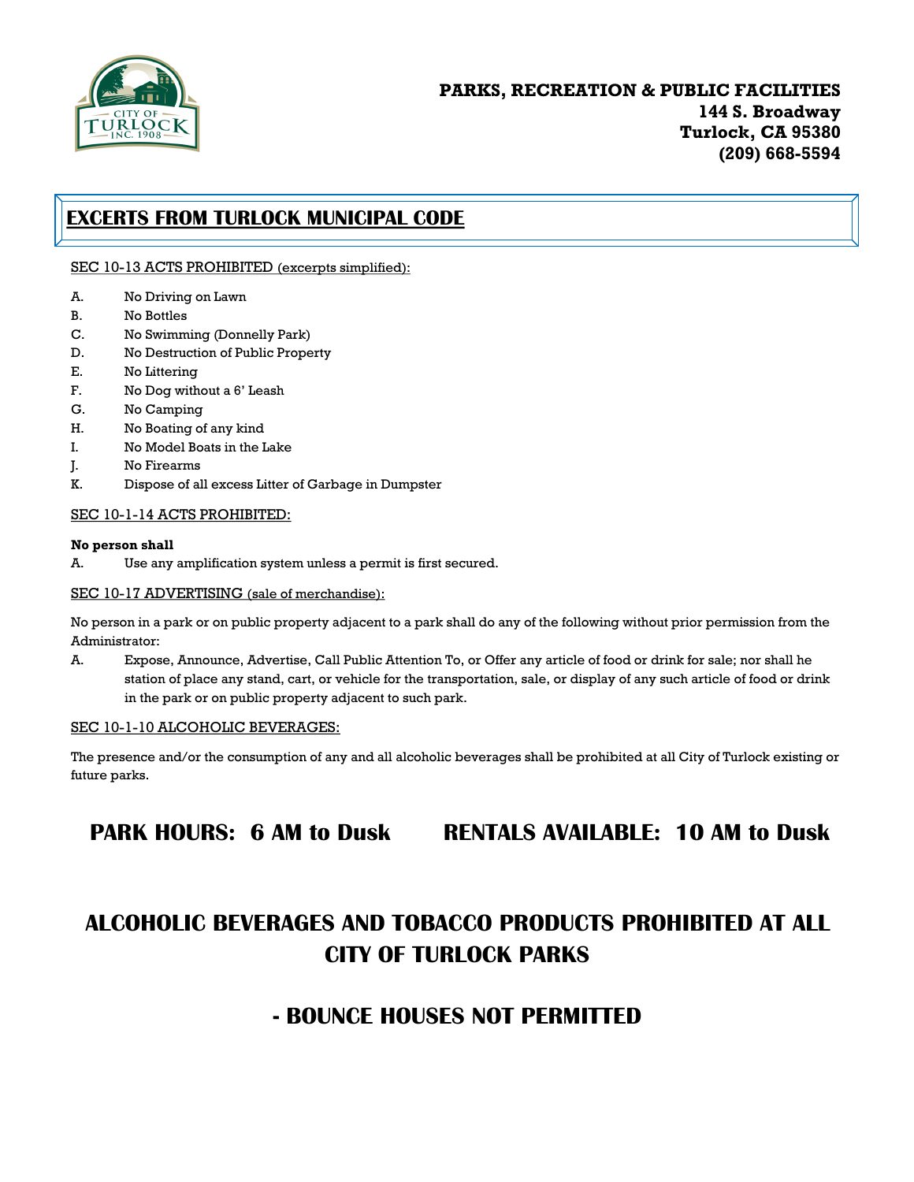**PARKS, RECREATION & PUBLIC FACILITIES**
**144 S. Broadway**
**Turlock, CA 95380**
**(209) 668-5594**

## EXCERTS FROM TURLOCK MUNICIPAL CODE

SEC 10-13 ACTS PROHIBITED (excerpts simplified):

A. No Driving on Lawn
B. No Bottles
C. No Swimming (Donnelly Park)
D. No Destruction of Public Property
E. No Littering
F. No Dog without a 6' Leash
G. No Camping
H. No Boating of any kind
I. No Model Boats in the Lake
J. No Firearms
K. Dispose of all excess Litter of Garbage in Dumpster

SEC 10-1-14 ACTS PROHIBITED:

**No person shall**
A. Use any amplification system unless a permit is first secured.

SEC 10-17 ADVERTISING (sale of merchandise):

No person in a park or on public property adjacent to a park shall do any of the following without prior permission from the Administrator:

A. Expose, Announce, Advertise, Call Public Attention To, or Offer any article of food or drink for sale; nor shall he station of place any stand, cart, or vehicle for the transportation, sale, or display of any such article of food or drink in the park or on public property adjacent to such park.

SEC 10-1-10 ALCOHOLIC BEVERAGES:

The presence and/or the consumption of any and all alcoholic beverages shall be prohibited at all City of Turlock existing or future parks.

## PARK HOURS: 6 AM to Dusk    RENTALS AVAILABLE: 10 AM to Dusk

## ALCOHOLIC BEVERAGES AND TOBACCO PRODUCTS PROHIBITED AT ALL CITY OF TURLOCK PARKS

## - BOUNCE HOUSES NOT PERMITTED